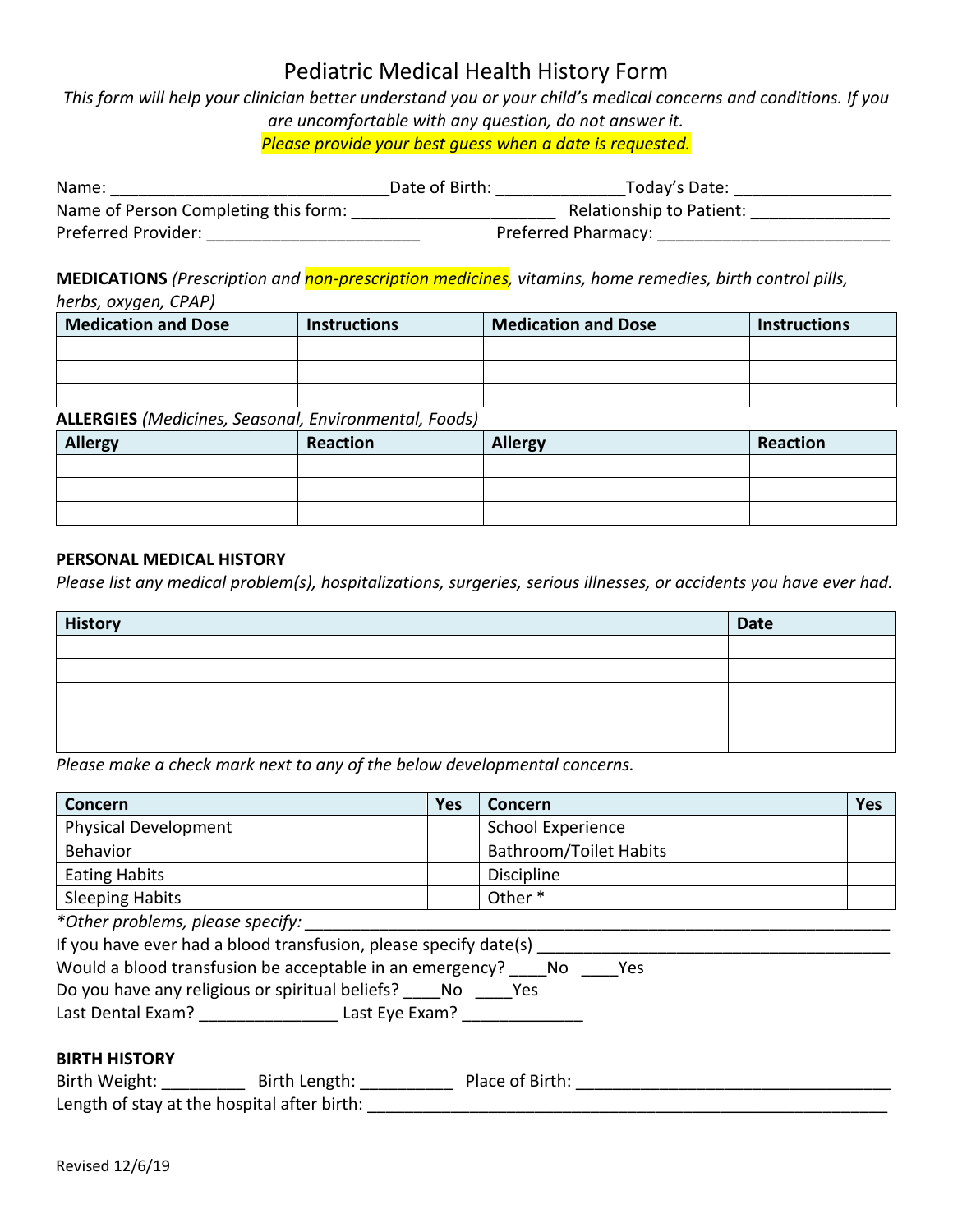# Pediatric Medical Health History Form

*This form will help your clinician better understand you or your child's medical concerns and conditions. If you are uncomfortable with any question, do not answer it.*

*Please provide your best guess when a date is requested.*

Name: ______________________________ Date of Birth: _____________ Today's Date: ________________

Name of Person Completing this form: ______________________ Relationship to Patient: _______________

Preferred Provider: _______________________ Preferred Pharmacy: _________________________

**MEDICATIONS** *(Prescription and non-prescription medicines, vitamins, home remedies, birth control pills, herbs, oxygen, CPAP)*

| Medication and Dose | Instructions | Medication and Dose | Instructions |
|---|---|---|---|
| | | | |
| | | | |
| | | | |

**ALLERGIES** *(Medicines, Seasonal, Environmental, Foods)*

| Allergy | Reaction | Allergy | Reaction |
|---|---|---|---|
| | | | |
| | | | |
| | | | |

**PERSONAL MEDICAL HISTORY**

*Please list any medical problem(s), hospitalizations, surgeries, serious illnesses, or accidents you have ever had.*

| History | Date |
|---|---|
| | |
| | |
| | |
| | |
| | |

*Please make a check mark next to any of the below developmental concerns.*

| Concern | Yes | Concern | Yes |
|---|---|---|---|
| Physical Development | | School Experience | |
| Behavior | | Bathroom/Toilet Habits | |
| Eating Habits | | Discipline | |
| Sleeping Habits | | Other * | |

*Other problems, please specify: _______________________________________________________________

If you have ever had a blood transfusion, please specify date(s) _____________________________________

Would a blood transfusion be acceptable in an emergency? ____No ____Yes

Do you have any religious or spiritual beliefs? ____No ____Yes

Last Dental Exam? _______________ Last Eye Exam? _____________

**BIRTH HISTORY**

Birth Weight: _________ Birth Length: __________ Place of Birth: ___________________________________

Length of stay at the hospital after birth: _________________________________________________________

Revised 12/6/19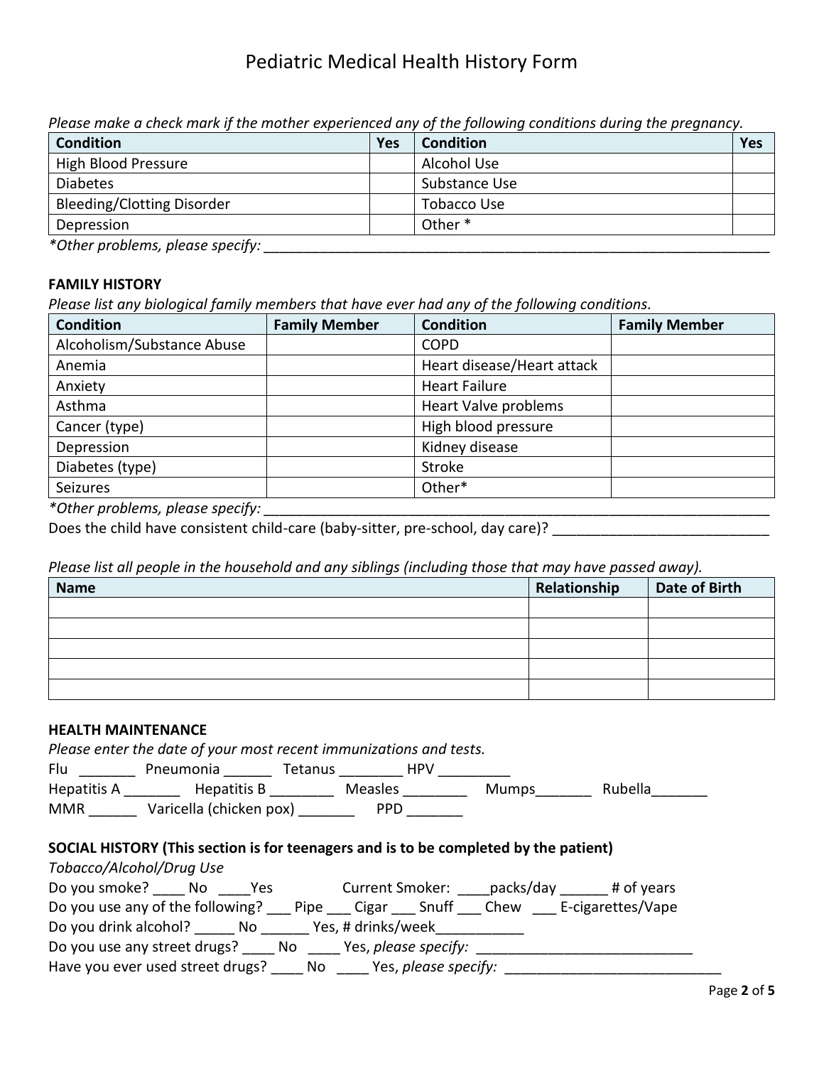# Pediatric Medical Health History Form

*Please make a check mark if the mother experienced any of the following conditions during the pregnancy.*

| Condition | Yes | Condition | Yes |
|---|---|---|---|
| High Blood Pressure | | Alcohol Use | |
| Diabetes | | Substance Use | |
| Bleeding/Clotting Disorder | | Tobacco Use | |
| Depression | | Other * | |

*\*Other problems, please specify:* ________________________________________________________________

**FAMILY HISTORY**

*Please list any biological family members that have ever had any of the following conditions.*

| Condition | Family Member | Condition | Family Member |
|---|---|---|---|
| Alcoholism/Substance Abuse | | COPD | |
| Anemia | | Heart disease/Heart attack | |
| Anxiety | | Heart Failure | |
| Asthma | | Heart Valve problems | |
| Cancer (type) | | High blood pressure | |
| Depression | | Kidney disease | |
| Diabetes (type) | | Stroke | |
| Seizures | | Other* | |

*\*Other problems, please specify:* ________________________________________________________________

Does the child have consistent child-care (baby-sitter, pre-school, day care)? ___________________________

*Please list all people in the household and any siblings (including those that may have passed away).*

| Name | Relationship | Date of Birth |
|---|---|---|
| | | |
| | | |
| | | |
| | | |
| | | |

**HEALTH MAINTENANCE**

*Please enter the date of your most recent immunizations and tests.*

Flu _______ Pneumonia ______ Tetanus ________ HPV _________

Hepatitis A _______ Hepatitis B ________ Measles ________ Mumps_______ Rubella_______

MMR ______ Varicella (chicken pox) _______ PPD _______

**SOCIAL HISTORY (This section is for teenagers and is to be completed by the patient)**

*Tobacco/Alcohol/Drug Use*

Do you smoke? ____ No ____Yes Current Smoker: ____packs/day ______ # of years

Do you use any of the following? ___ Pipe ___ Cigar ___ Snuff ___ Chew ___ E-cigarettes/Vape

Do you drink alcohol? _____ No ______ Yes, # drinks/week___________

Do you use any street drugs? ____ No ____ Yes, *please specify:* ___________________________

Have you ever used street drugs? ____ No ____ Yes, *please specify:* ___________________________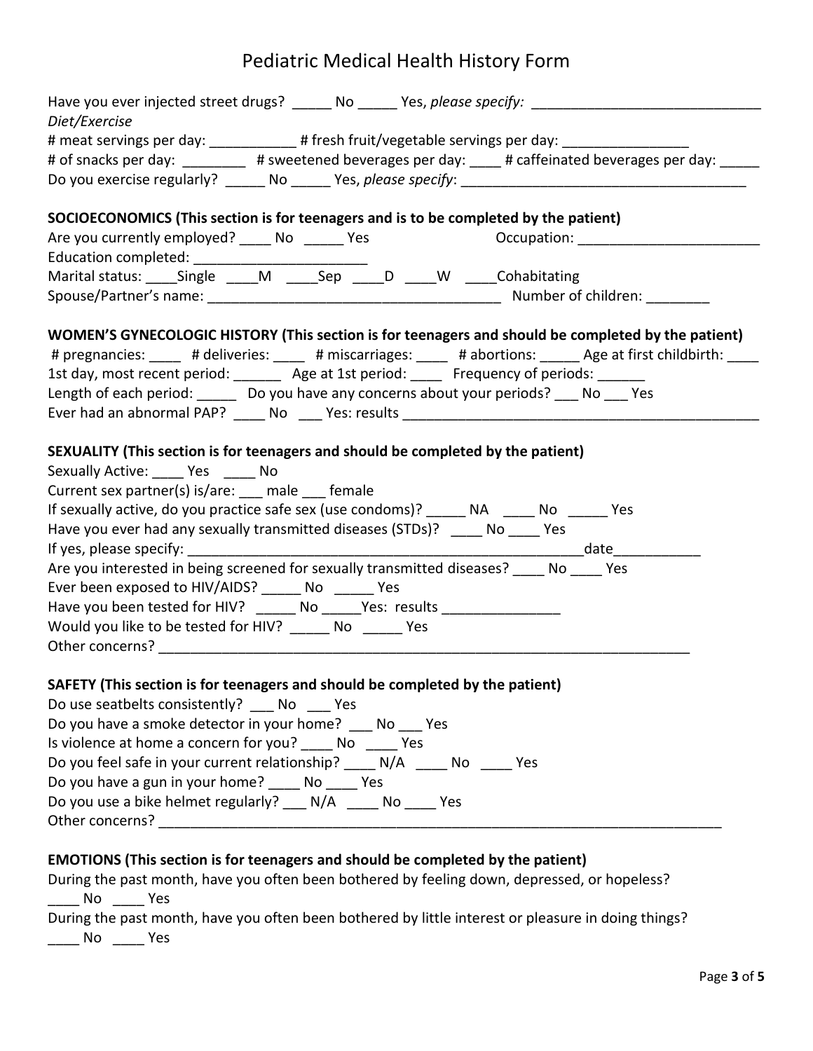# Pediatric Medical Health History Form

Have you ever injected street drugs? _____ No _____ Yes, *please specify:* _______________________________

*Diet/Exercise*

\# meat servings per day: ___________ # fresh fruit/vegetable servings per day: ________________

\# of snacks per day: ________ # sweetened beverages per day: ____ # caffeinated beverages per day: _____

Do you exercise regularly? _____ No _____ Yes, *please specify*: _____________________________________

**SOCIOECONOMICS (This section is for teenagers and is to be completed by the patient)**

Are you currently employed? ____ No _____ Yes Occupation: _______________________

Education completed: ______________________

Marital status: ____Single ____M ____Sep ____D ____W ____Cohabitating

Spouse/Partner's name: _____________________________________ Number of children: ________

**WOMEN'S GYNECOLOGIC HISTORY (This section is for teenagers and should be completed by the patient)**

\# pregnancies: ____ # deliveries: ____ # miscarriages: ____ # abortions: _____ Age at first childbirth: ____

1st day, most recent period: ______ Age at 1st period: ____ Frequency of periods: ______

Length of each period: _____ Do you have any concerns about your periods? ___ No ___ Yes

Ever had an abnormal PAP? ____ No ___ Yes: results ______________________________________________

**SEXUALITY (This section is for teenagers and should be completed by the patient)**

Sexually Active: ____ Yes ____ No

Current sex partner(s) is/are: ___ male ___ female

If sexually active, do you practice safe sex (use condoms)? _____ NA ____ No _____ Yes

Have you ever had any sexually transmitted diseases (STDs)? ____ No ____ Yes

If yes, please specify: ___________________________________________________date___________

Are you interested in being screened for sexually transmitted diseases? ____ No ____ Yes

Ever been exposed to HIV/AIDS? _____ No _____ Yes

Have you been tested for HIV? _____ No _____Yes: results _______________

Would you like to be tested for HIV? _____ No _____ Yes

Other concerns? ______________________________________________________________________

**SAFETY (This section is for teenagers and should be completed by the patient)**

Do use seatbelts consistently? ___ No ___ Yes

Do you have a smoke detector in your home? ___ No ___ Yes

Is violence at home a concern for you? ____ No ____ Yes

Do you feel safe in your current relationship? ____ N/A ____ No ____ Yes

Do you have a gun in your home? ____ No ____ Yes

Do you use a bike helmet regularly? ___ N/A ____ No ____ Yes

Other concerns? __________________________________________________________________________

**EMOTIONS (This section is for teenagers and should be completed by the patient)**

During the past month, have you often been bothered by feeling down, depressed, or hopeless?

____ No ____ Yes

During the past month, have you often been bothered by little interest or pleasure in doing things?

____ No ____ Yes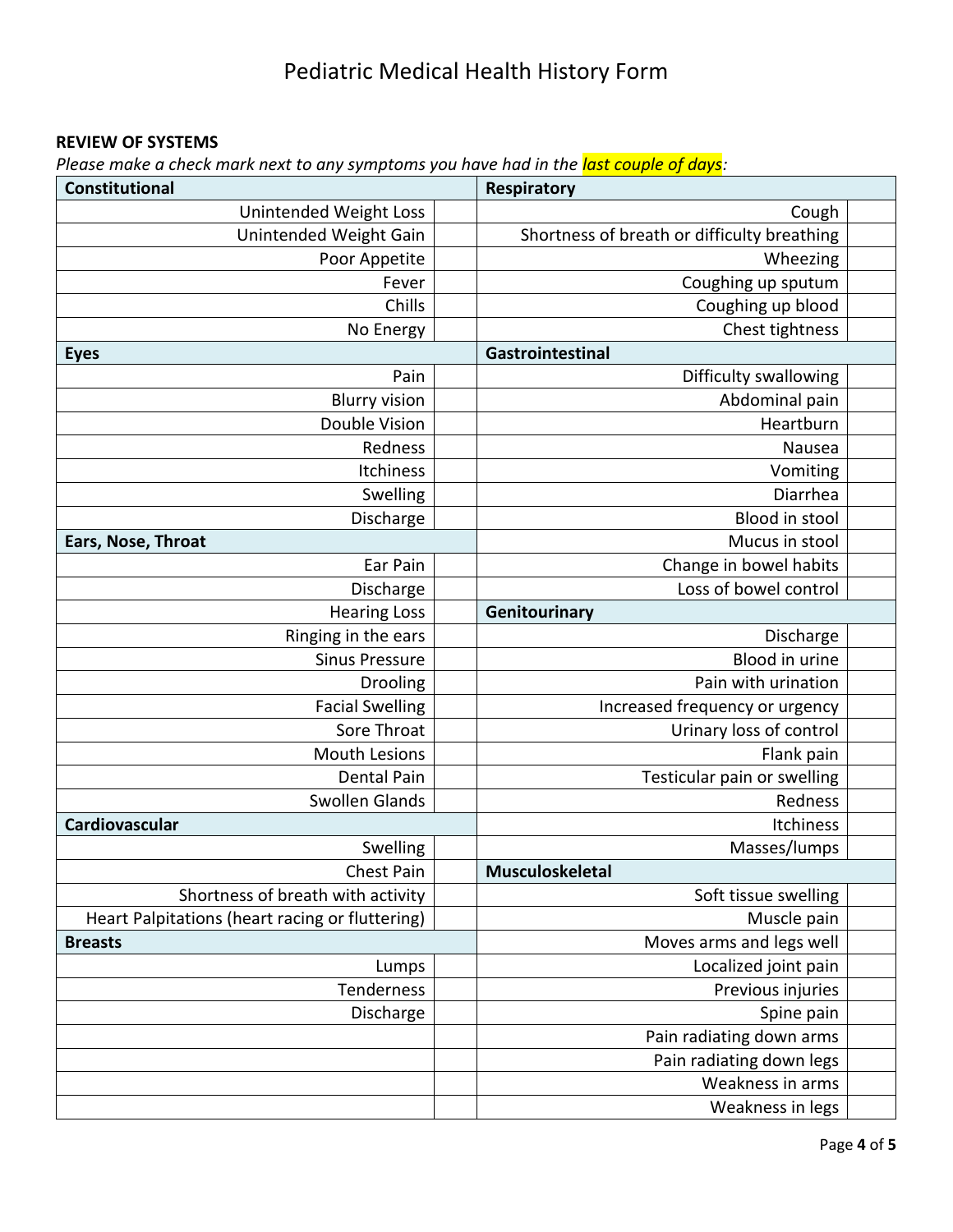# Pediatric Medical Health History Form

**REVIEW OF SYSTEMS**

*Please make a check mark next to any symptoms you have had in the last couple of days:*

| Constitutional | | Respiratory | |
|---|---|---|---|
| Unintended Weight Loss | | Cough | |
| Unintended Weight Gain | | Shortness of breath or difficulty breathing | |
| Poor Appetite | | Wheezing | |
| Fever | | Coughing up sputum | |
| Chills | | Coughing up blood | |
| No Energy | | Chest tightness | |
| **Eyes** | | **Gastrointestinal** | |
| Pain | | Difficulty swallowing | |
| Blurry vision | | Abdominal pain | |
| Double Vision | | Heartburn | |
| Redness | | Nausea | |
| Itchiness | | Vomiting | |
| Swelling | | Diarrhea | |
| Discharge | | Blood in stool | |
| **Ears, Nose, Throat** | | Mucus in stool | |
| Ear Pain | | Change in bowel habits | |
| Discharge | | Loss of bowel control | |
| Hearing Loss | | **Genitourinary** | |
| Ringing in the ears | | Discharge | |
| Sinus Pressure | | Blood in urine | |
| Drooling | | Pain with urination | |
| Facial Swelling | | Increased frequency or urgency | |
| Sore Throat | | Urinary loss of control | |
| Mouth Lesions | | Flank pain | |
| Dental Pain | | Testicular pain or swelling | |
| Swollen Glands | | Redness | |
| **Cardiovascular** | | Itchiness | |
| Swelling | | Masses/lumps | |
| Chest Pain | | **Musculoskeletal** | |
| Shortness of breath with activity | | Soft tissue swelling | |
| Heart Palpitations (heart racing or fluttering) | | Muscle pain | |
| **Breasts** | | Moves arms and legs well | |
| Lumps | | Localized joint pain | |
| Tenderness | | Previous injuries | |
| Discharge | | Spine pain | |
| | | Pain radiating down arms | |
| | | Pain radiating down legs | |
| | | Weakness in arms | |
| | | Weakness in legs | |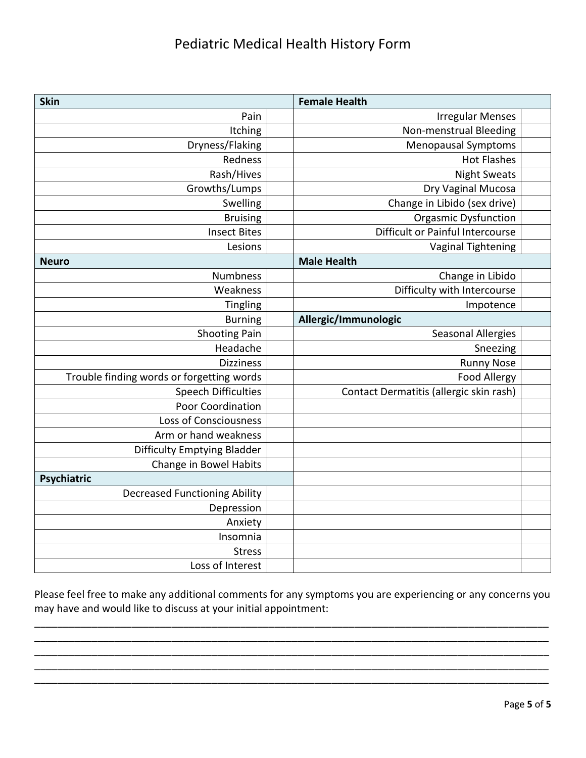# Pediatric Medical Health History Form

| | | | |
|---|---|---|---|
| **Skin** | | **Female Health** | |
| Pain | | Irregular Menses | |
| Itching | | Non-menstrual Bleeding | |
| Dryness/Flaking | | Menopausal Symptoms | |
| Redness | | Hot Flashes | |
| Rash/Hives | | Night Sweats | |
| Growths/Lumps | | Dry Vaginal Mucosa | |
| Swelling | | Change in Libido (sex drive) | |
| Bruising | | Orgasmic Dysfunction | |
| Insect Bites | | Difficult or Painful Intercourse | |
| Lesions | | Vaginal Tightening | |
| **Neuro** | | **Male Health** | |
| Numbness | | Change in Libido | |
| Weakness | | Difficulty with Intercourse | |
| Tingling | | Impotence | |
| Burning | | **Allergic/Immunologic** | |
| Shooting Pain | | Seasonal Allergies | |
| Headache | | Sneezing | |
| Dizziness | | Runny Nose | |
| Trouble finding words or forgetting words | | Food Allergy | |
| Speech Difficulties | | Contact Dermatitis (allergic skin rash) | |
| Poor Coordination | | | |
| Loss of Consciousness | | | |
| Arm or hand weakness | | | |
| Difficulty Emptying Bladder | | | |
| Change in Bowel Habits | | | |
| **Psychiatric** | | | |
| Decreased Functioning Ability | | | |
| Depression | | | |
| Anxiety | | | |
| Insomnia | | | |
| Stress | | | |
| Loss of Interest | | | |

Please feel free to make any additional comments for any symptoms you are experiencing or any concerns you may have and would like to discuss at your initial appointment:

_____________________________________________________________________________________________
_____________________________________________________________________________________________
_____________________________________________________________________________________________
_____________________________________________________________________________________________
_____________________________________________________________________________________________